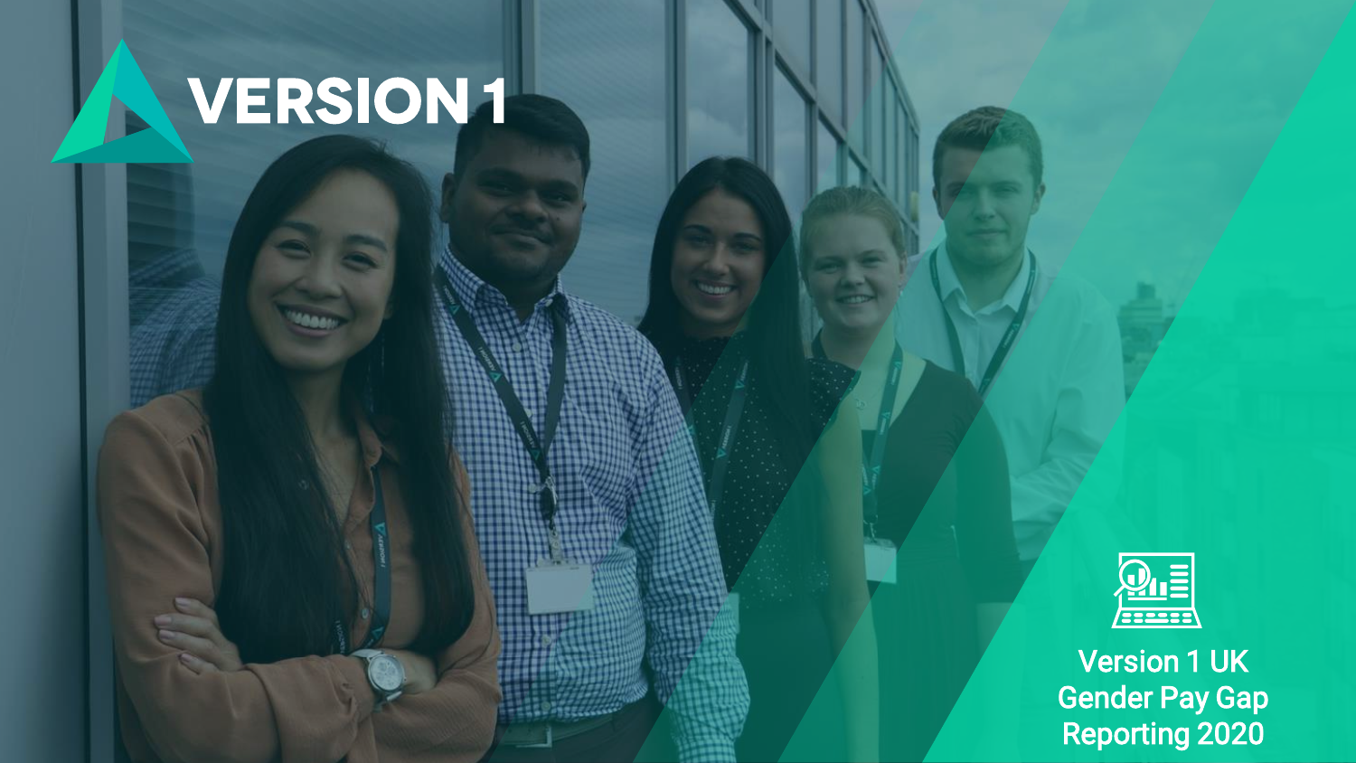# VERSION 1

## Version 1 UK Gender Pay Gap Reporting 2020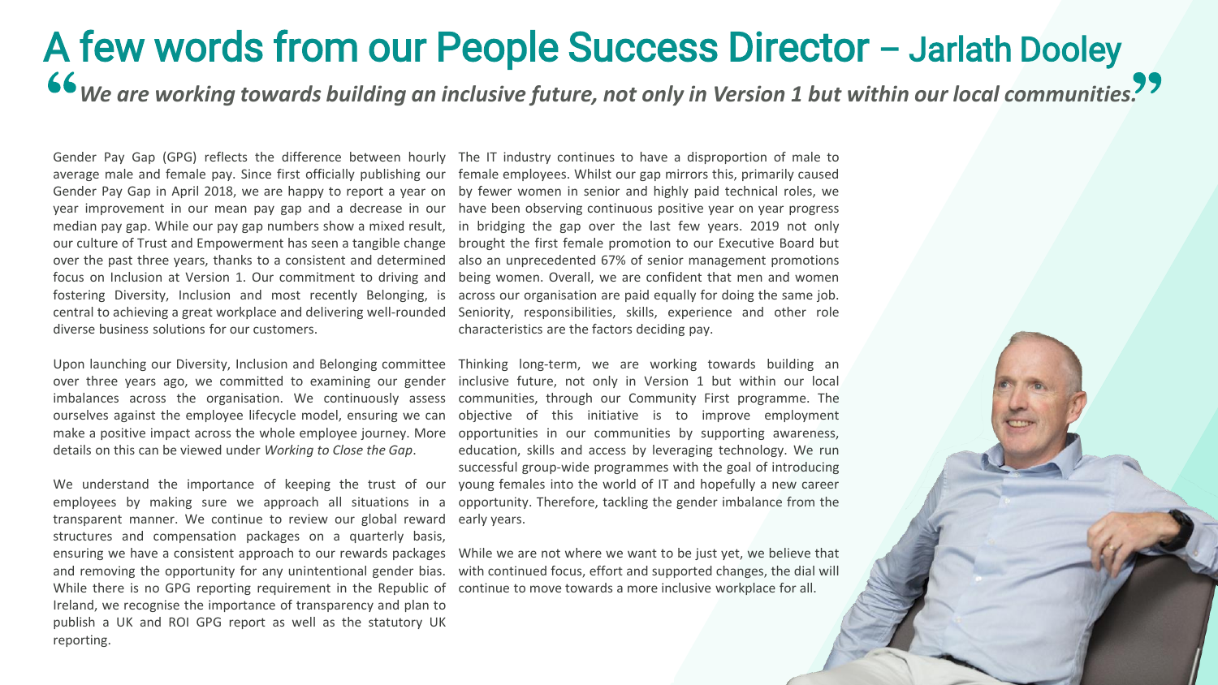# A few words from our People Success Director – Jarlath Dooley

*"We are working towards building an inclusive future, not only in Version 1 but within our local communities."*

Gender Pay Gap (GPG) reflects the difference between hourly average male and female pay. Since first officially publishing our Gender Pay Gap in April 2018, we are happy to report a year on year improvement in our mean pay gap and a decrease in our median pay gap. While our pay gap numbers show a mixed result, our culture of Trust and Empowerment has seen a tangible change over the past three years, thanks to a consistent and determined focus on Inclusion at Version 1. Our commitment to driving and fostering Diversity, Inclusion and most recently Belonging, is central to achieving a great workplace and delivering well-rounded diverse business solutions for our customers.

Upon launching our Diversity, Inclusion and Belonging committee over three years ago, we committed to examining our gender imbalances across the organisation. We continuously assess ourselves against the employee lifecycle model, ensuring we can make a positive impact across the whole employee journey. More details on this can be viewed under *Working to Close the Gap*.

We understand the importance of keeping the trust of our employees by making sure we approach all situations in a transparent manner. We continue to review our global reward structures and compensation packages on a quarterly basis, ensuring we have a consistent approach to our rewards packages and removing the opportunity for any unintentional gender bias. While there is no GPG reporting requirement in the Republic of Ireland, we recognise the importance of transparency and plan to publish a UK and ROI GPG report as well as the statutory UK reporting.

The IT industry continues to have a disproportion of male to female employees. Whilst our gap mirrors this, primarily caused by fewer women in senior and highly paid technical roles, we have been observing continuous positive year on year progress in bridging the gap over the last few years. 2019 not only brought the first female promotion to our Executive Board but also an unprecedented 67% of senior management promotions being women. Overall, we are confident that men and women across our organisation are paid equally for doing the same job. Seniority, responsibilities, skills, experience and other role characteristics are the factors deciding pay.

Thinking long-term, we are working towards building an inclusive future, not only in Version 1 but within our local communities, through our Community First programme. The objective of this initiative is to improve employment opportunities in our communities by supporting awareness, education, skills and access by leveraging technology. We run successful group-wide programmes with the goal of introducing young females into the world of IT and hopefully a new career opportunity. Therefore, tackling the gender imbalance from the early years.

While we are not where we want to be just yet, we believe that with continued focus, effort and supported changes, the dial will continue to move towards a more inclusive workplace for all.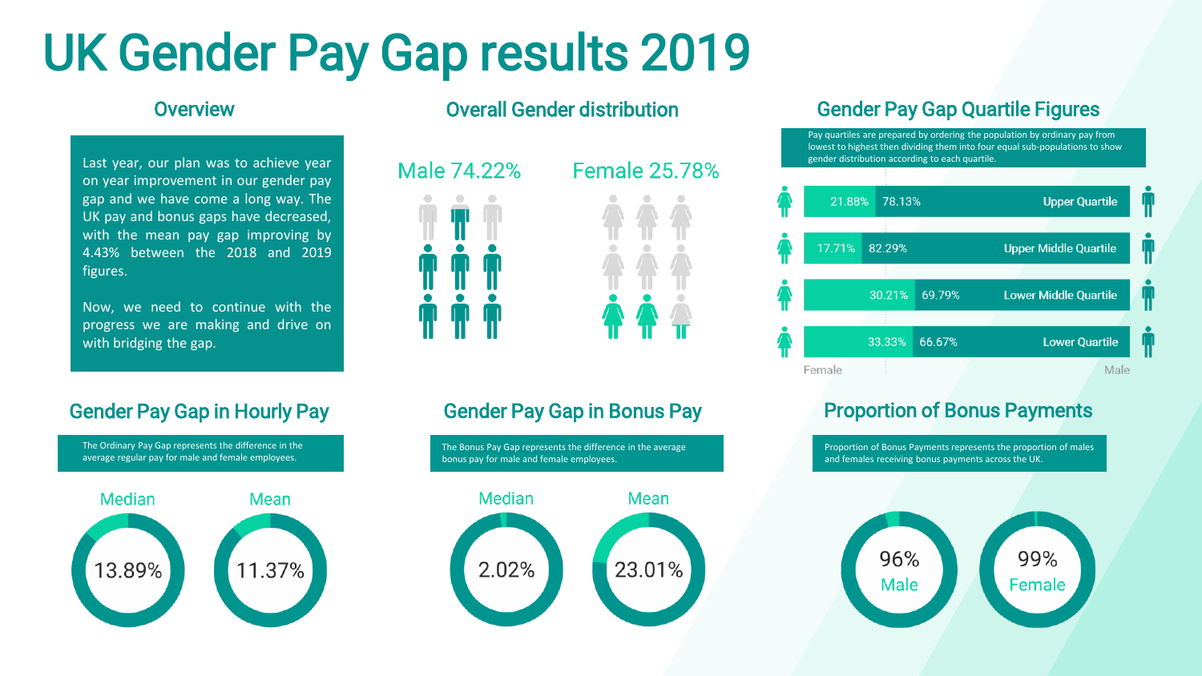# UK Gender Pay Gap results 2019

## Overview

Last year, our plan was to achieve year on year improvement in our gender pay gap and we have come a long way. The UK pay and bonus gaps have decreased, with the mean pay gap improving by 4.43% between the 2018 and 2019 figures.

Now, we need to continue with the progress we are making and drive on with bridging the gap.

## Overall Gender distribution

Male 74.22%

Female 25.78%

## Gender Pay Gap Quartile Figures

Pay quartiles are prepared by ordering the population by ordinary pay from lowest to highest then dividing them into four equal sub-populations to show gender distribution according to each quartile.

| Quartile | Female | Male |
| --- | --- | --- |
| Upper Quartile | 21.88% | 78.13% |
| Upper Middle Quartile | 17.71% | 82.29% |
| Lower Middle Quartile | 30.21% | 69.79% |
| Lower Quartile | 33.33% | 66.67% |

## Gender Pay Gap in Hourly Pay

The Ordinary Pay Gap represents the difference in the average regular pay for male and female employees.

Median: 13.89%

Mean: 11.37%

## Gender Pay Gap in Bonus Pay

The Bonus Pay Gap represents the difference in the average bonus pay for male and female employees.

Median: 2.02%

Mean: 23.01%

## Proportion of Bonus Payments

Proportion of Bonus Payments represents the proportion of males and females receiving bonus payments across the UK.

96% Male

99% Female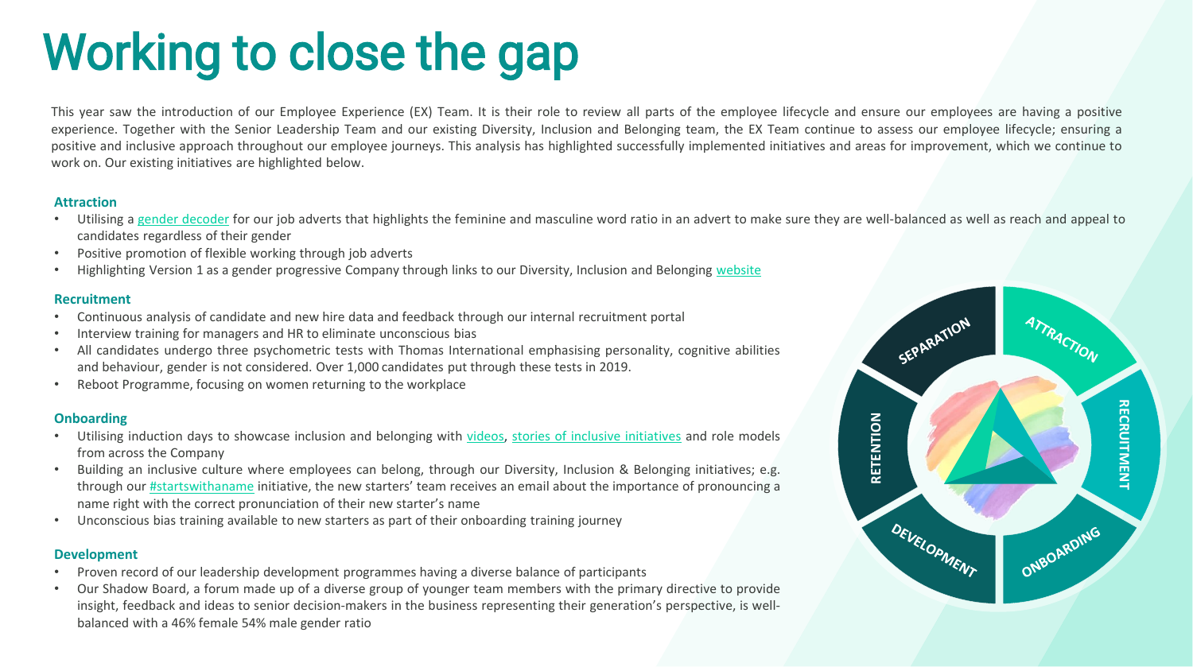# Working to close the gap

This year saw the introduction of our Employee Experience (EX) Team. It is their role to review all parts of the employee lifecycle and ensure our employees are having a positive experience. Together with the Senior Leadership Team and our existing Diversity, Inclusion and Belonging team, the EX Team continue to assess our employee lifecycle; ensuring a positive and inclusive approach throughout our employee journeys. This analysis has highlighted successfully implemented initiatives and areas for improvement, which we continue to work on. Our existing initiatives are highlighted below.

### Attraction

- Utilising a gender decoder for our job adverts that highlights the feminine and masculine word ratio in an advert to make sure they are well-balanced as well as reach and appeal to candidates regardless of their gender
- Positive promotion of flexible working through job adverts
- Highlighting Version 1 as a gender progressive Company through links to our Diversity, Inclusion and Belonging website

### Recruitment

- Continuous analysis of candidate and new hire data and feedback through our internal recruitment portal
- Interview training for managers and HR to eliminate unconscious bias
- All candidates undergo three psychometric tests with Thomas International emphasising personality, cognitive abilities and behaviour, gender is not considered. Over 1,000 candidates put through these tests in 2019.
- Reboot Programme, focusing on women returning to the workplace

### Onboarding

- Utilising induction days to showcase inclusion and belonging with videos, stories of inclusive initiatives and role models from across the Company
- Building an inclusive culture where employees can belong, through our Diversity, Inclusion & Belonging initiatives; e.g. through our #startswithaname initiative, the new starters' team receives an email about the importance of pronouncing a name right with the correct pronunciation of their new starter's name
- Unconscious bias training available to new starters as part of their onboarding training journey

### Development

- Proven record of our leadership development programmes having a diverse balance of participants
- Our Shadow Board, a forum made up of a diverse group of younger team members with the primary directive to provide insight, feedback and ideas to senior decision-makers in the business representing their generation's perspective, is well-balanced with a 46% female 54% male gender ratio

ATTRACTION · RECRUITMENT · ONBOARDING · DEVELOPMENT · RETENTION · SEPARATION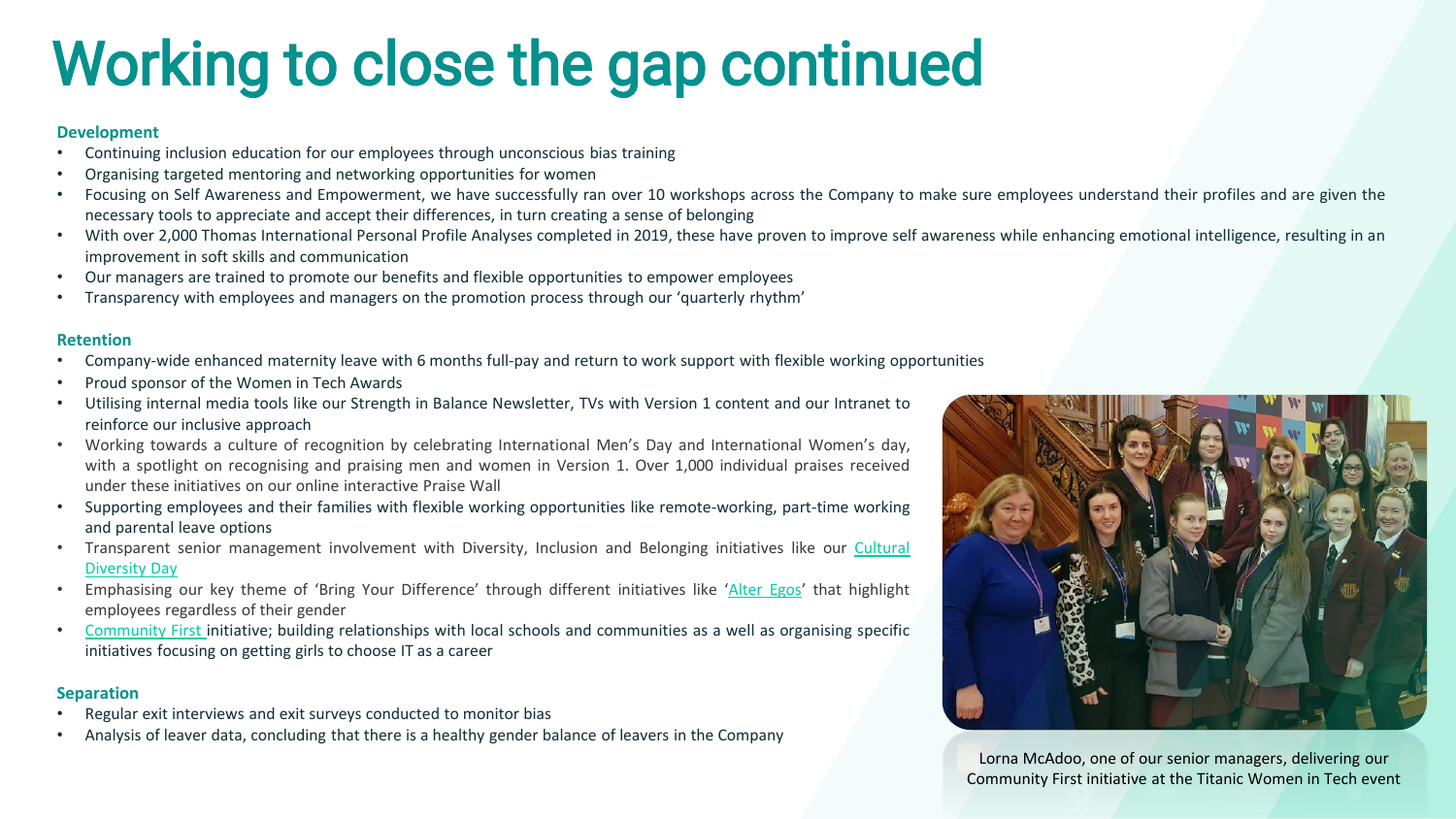# Working to close the gap continued

**Development**

- Continuing inclusion education for our employees through unconscious bias training
- Organising targeted mentoring and networking opportunities for women
- Focusing on Self Awareness and Empowerment, we have successfully ran over 10 workshops across the Company to make sure employees understand their profiles and are given the necessary tools to appreciate and accept their differences, in turn creating a sense of belonging
- With over 2,000 Thomas International Personal Profile Analyses completed in 2019, these have proven to improve self awareness while enhancing emotional intelligence, resulting in an improvement in soft skills and communication
- Our managers are trained to promote our benefits and flexible opportunities to empower employees
- Transparency with employees and managers on the promotion process through our 'quarterly rhythm'

**Retention**

- Company-wide enhanced maternity leave with 6 months full-pay and return to work support with flexible working opportunities
- Proud sponsor of the Women in Tech Awards
- Utilising internal media tools like our Strength in Balance Newsletter, TVs with Version 1 content and our Intranet to reinforce our inclusive approach
- Working towards a culture of recognition by celebrating International Men's Day and International Women's day, with a spotlight on recognising and praising men and women in Version 1. Over 1,000 individual praises received under these initiatives on our online interactive Praise Wall
- Supporting employees and their families with flexible working opportunities like remote-working, part-time working and parental leave options
- Transparent senior management involvement with Diversity, Inclusion and Belonging initiatives like our Cultural Diversity Day
- Emphasising our key theme of 'Bring Your Difference' through different initiatives like 'Alter Egos' that highlight employees regardless of their gender
- Community First initiative; building relationships with local schools and communities as a well as organising specific initiatives focusing on getting girls to choose IT as a career

**Separation**

- Regular exit interviews and exit surveys conducted to monitor bias
- Analysis of leaver data, concluding that there is a healthy gender balance of leavers in the Company

Lorna McAdoo, one of our senior managers, delivering our Community First initiative at the Titanic Women in Tech event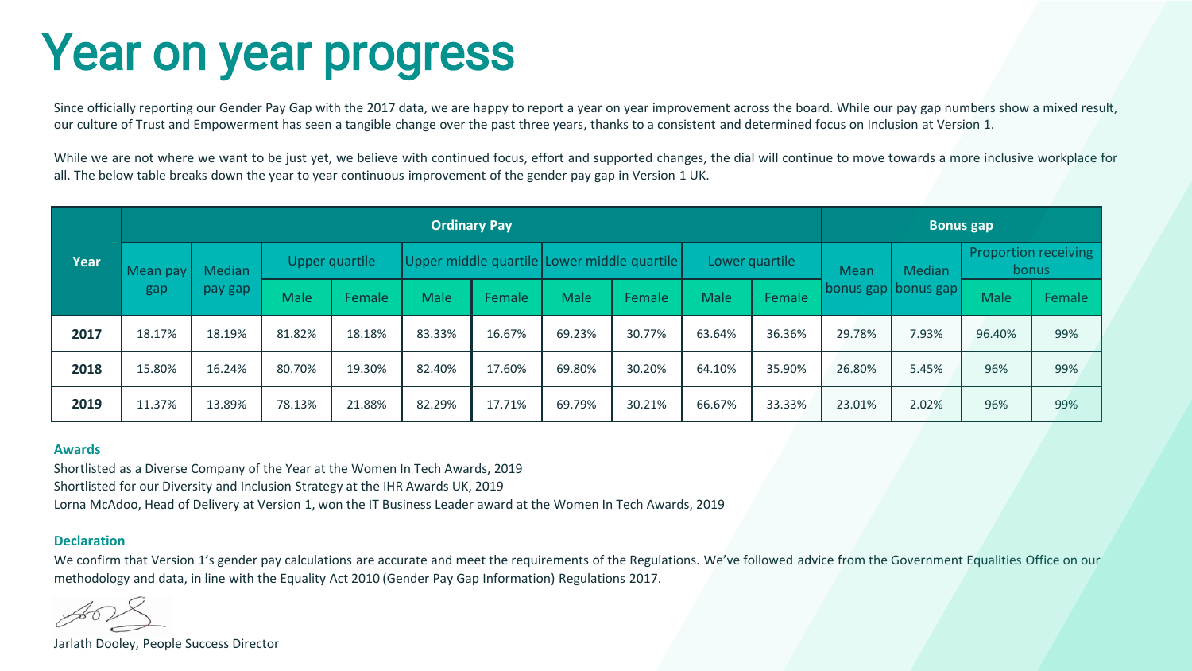# Year on year progress

Since officially reporting our Gender Pay Gap with the 2017 data, we are happy to report a year on year improvement across the board. While our pay gap numbers show a mixed result, our culture of Trust and Empowerment has seen a tangible change over the past three years, thanks to a consistent and determined focus on Inclusion at Version 1.

While we are not where we want to be just yet, we believe with continued focus, effort and supported changes, the dial will continue to move towards a more inclusive workplace for all. The below table breaks down the year to year continuous improvement of the gender pay gap in Version 1 UK.

| Year | Ordinary Pay | | | | | | | | | | Bonus gap | | | |
|---|---|---|---|---|---|---|---|---|---|---|---|---|---|---|
| | Mean pay gap | Median pay gap | Upper quartile | | Upper middle quartile | | Lower middle quartile | | Lower quartile | | Mean bonus gap | Median bonus gap | Proportion receiving bonus | |
| | | | Male | Female | Male | Female | Male | Female | Male | Female | | | Male | Female |
| **2017** | 18.17% | 18.19% | 81.82% | 18.18% | 83.33% | 16.67% | 69.23% | 30.77% | 63.64% | 36.36% | 29.78% | 7.93% | 96.40% | 99% |
| **2018** | 15.80% | 16.24% | 80.70% | 19.30% | 82.40% | 17.60% | 69.80% | 30.20% | 64.10% | 35.90% | 26.80% | 5.45% | 96% | 99% |
| **2019** | 11.37% | 13.89% | 78.13% | 21.88% | 82.29% | 17.71% | 69.79% | 30.21% | 66.67% | 33.33% | 23.01% | 2.02% | 96% | 99% |

**Awards**

Shortlisted as a Diverse Company of the Year at the Women In Tech Awards, 2019
Shortlisted for our Diversity and Inclusion Strategy at the IHR Awards UK, 2019
Lorna McAdoo, Head of Delivery at Version 1, won the IT Business Leader award at the Women In Tech Awards, 2019

**Declaration**

We confirm that Version 1's gender pay calculations are accurate and meet the requirements of the Regulations. We've followed advice from the Government Equalities Office on our methodology and data, in line with the Equality Act 2010 (Gender Pay Gap Information) Regulations 2017.

Jarlath Dooley, People Success Director